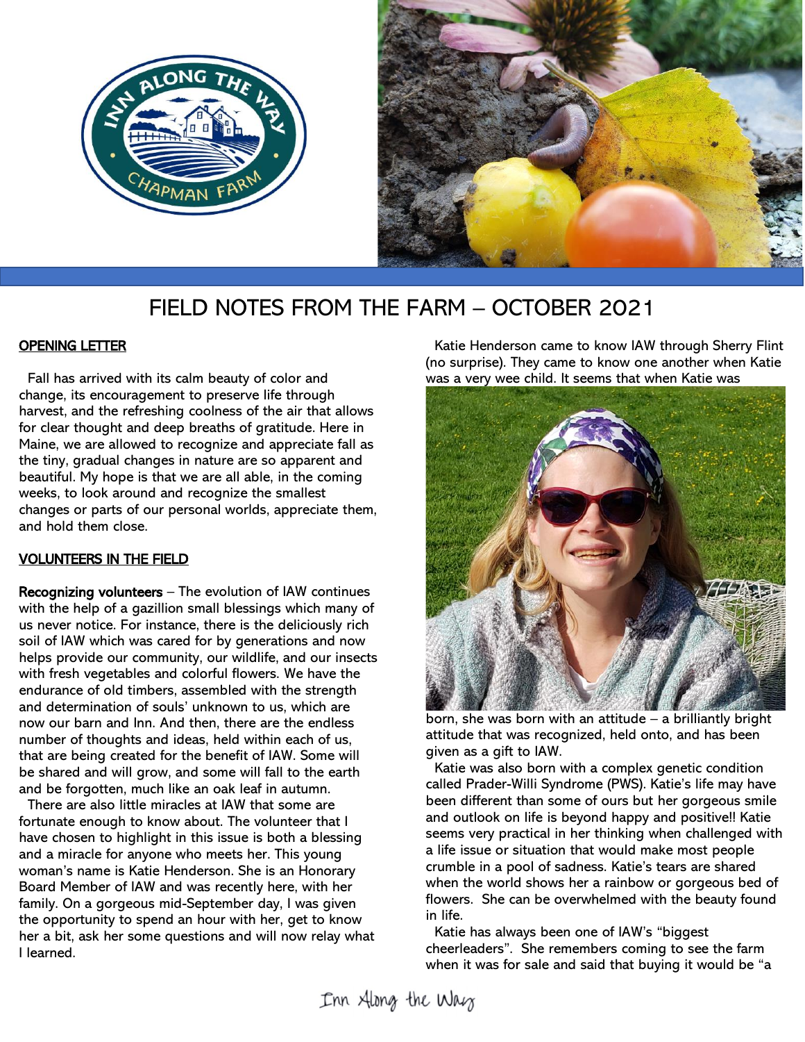# FIELD NOTES FROM THE FARM – OCTOBER 2021

## OPENING LETTER

Fall has arrived with its calm beauty of color and change, its encouragement to preserve life through harvest, and the refreshing coolness of the air that allows for clear thought and deep breaths of gratitude. Here in Maine, we are allowed to recognize and appreciate fall as the tiny, gradual changes in nature are so apparent and beautiful. My hope is that we are all able, in the coming weeks, to look around and recognize the smallest changes or parts of our personal worlds, appreciate them, and hold them close.

## VOLUNTEERS IN THE FIELD

**Recognizing volunteers** – The evolution of IAW continues with the help of a gazillion small blessings which many of us never notice. For instance, there is the deliciously rich soil of IAW which was cared for by generations and now helps provide our community, our wildlife, and our insects with fresh vegetables and colorful flowers. We have the endurance of old timbers, assembled with the strength and determination of souls' unknown to us, which are now our barn and Inn. And then, there are the endless number of thoughts and ideas, held within each of us, that are being created for the benefit of IAW. Some will be shared and will grow, and some will fall to the earth and be forgotten, much like an oak leaf in autumn.

There are also little miracles at IAW that some are fortunate enough to know about. The volunteer that I have chosen to highlight in this issue is both a blessing and a miracle for anyone who meets her. This young woman's name is Katie Henderson. She is an Honorary Board Member of IAW and was recently here, with her family. On a gorgeous mid-September day, I was given the opportunity to spend an hour with her, get to know her a bit, ask her some questions and will now relay what I learned.

Katie Henderson came to know IAW through Sherry Flint (no surprise). They came to know one another when Katie was a very wee child. It seems that when Katie was born, she was born with an attitude – a brilliantly bright attitude that was recognized, held onto, and has been given as a gift to IAW.

Katie was also born with a complex genetic condition called Prader-Willi Syndrome (PWS). Katie's life may have been different than some of ours but her gorgeous smile and outlook on life is beyond happy and positive!! Katie seems very practical in her thinking when challenged with a life issue or situation that would make most people crumble in a pool of sadness. Katie's tears are shared when the world shows her a rainbow or gorgeous bed of flowers. She can be overwhelmed with the beauty found in life.

Katie has always been one of IAW's "biggest cheerleaders". She remembers coming to see the farm when it was for sale and said that buying it would be "a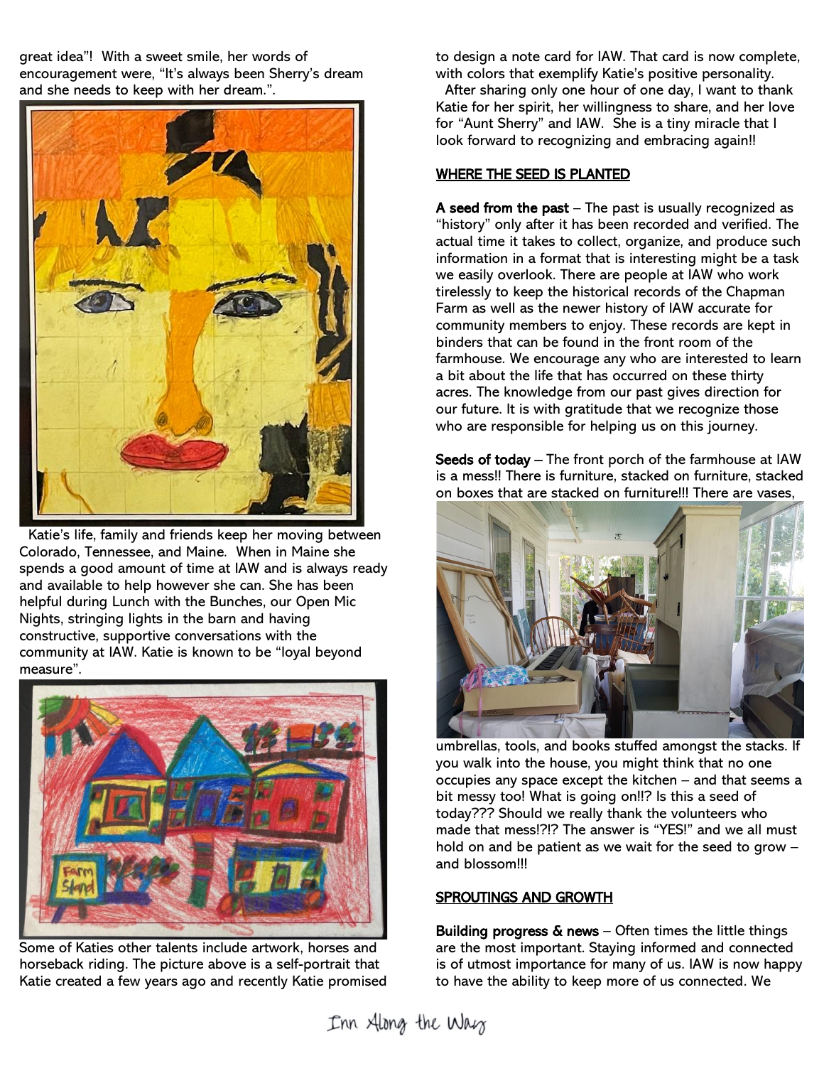great idea"! With a sweet smile, her words of encouragement were, "It's always been Sherry's dream and she needs to keep with her dream.".

Katie's life, family and friends keep her moving between Colorado, Tennessee, and Maine. When in Maine she spends a good amount of time at IAW and is always ready and available to help however she can. She has been helpful during Lunch with the Bunches, our Open Mic Nights, stringing lights in the barn and having constructive, supportive conversations with the community at IAW. Katie is known to be "loyal beyond measure".

Some of Katies other talents include artwork, horses and horseback riding. The picture above is a self-portrait that Katie created a few years ago and recently Katie promised to design a note card for IAW. That card is now complete, with colors that exemplify Katie's positive personality.

After sharing only one hour of one day, I want to thank Katie for her spirit, her willingness to share, and her love for "Aunt Sherry" and IAW. She is a tiny miracle that I look forward to recognizing and embracing again!!

## WHERE THE SEED IS PLANTED

**A seed from the past** – The past is usually recognized as "history" only after it has been recorded and verified. The actual time it takes to collect, organize, and produce such information in a format that is interesting might be a task we easily overlook. There are people at IAW who work tirelessly to keep the historical records of the Chapman Farm as well as the newer history of IAW accurate for community members to enjoy. These records are kept in binders that can be found in the front room of the farmhouse. We encourage any who are interested to learn a bit about the life that has occurred on these thirty acres. The knowledge from our past gives direction for our future. It is with gratitude that we recognize those who are responsible for helping us on this journey.

**Seeds of today** – The front porch of the farmhouse at IAW is a mess!! There is furniture, stacked on furniture, stacked on boxes that are stacked on furniture!!! There are vases, umbrellas, tools, and books stuffed amongst the stacks. If you walk into the house, you might think that no one occupies any space except the kitchen – and that seems a bit messy too! What is going on!!? Is this a seed of today??? Should we really thank the volunteers who made that mess!?!? The answer is "YES!" and we all must hold on and be patient as we wait for the seed to grow – and blossom!!!

## SPROUTINGS AND GROWTH

**Building progress & news** – Often times the little things are the most important. Staying informed and connected is of utmost importance for many of us. IAW is now happy to have the ability to keep more of us connected. We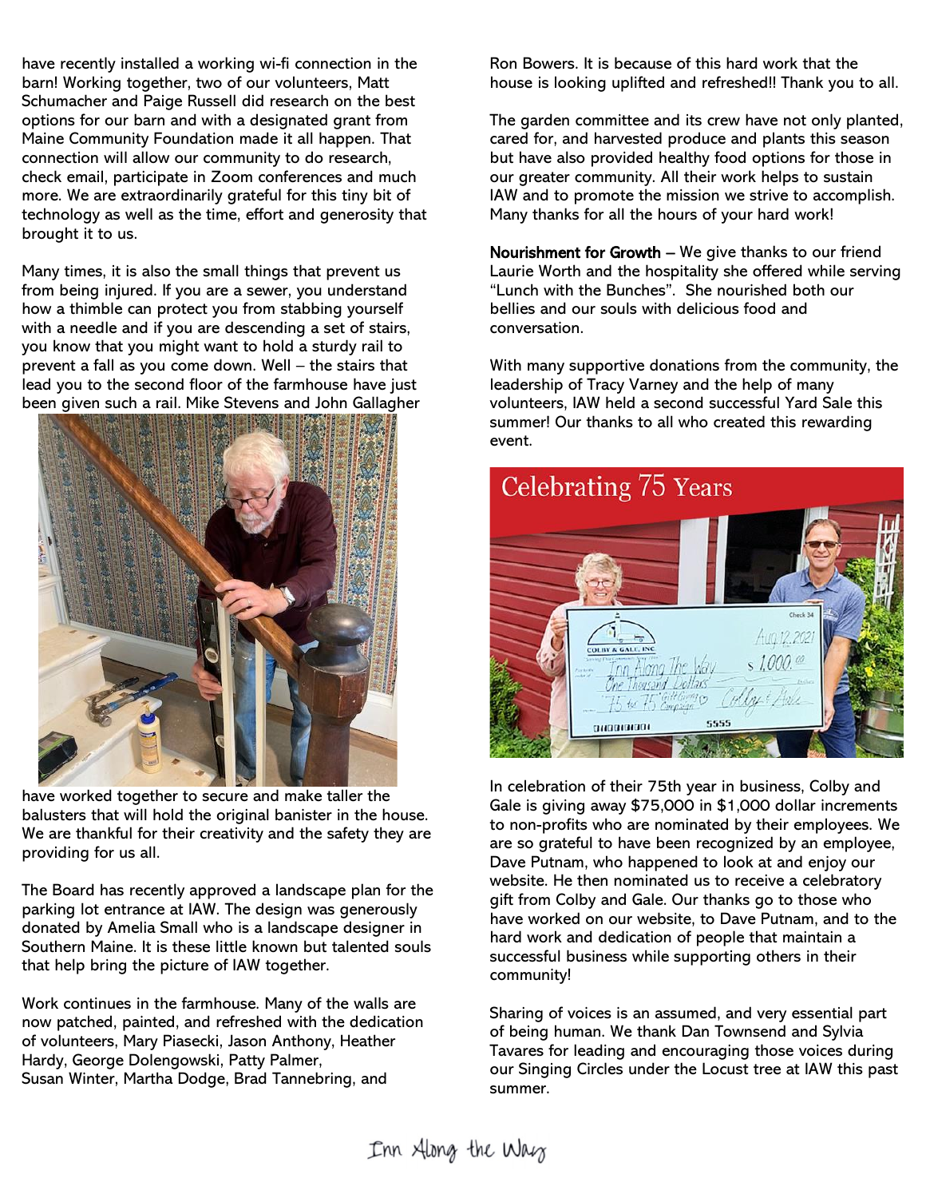have recently installed a working wi-fi connection in the barn! Working together, two of our volunteers, Matt Schumacher and Paige Russell did research on the best options for our barn and with a designated grant from Maine Community Foundation made it all happen. That connection will allow our community to do research, check email, participate in Zoom conferences and much more. We are extraordinarily grateful for this tiny bit of technology as well as the time, effort and generosity that brought it to us.

Many times, it is also the small things that prevent us from being injured. If you are a sewer, you understand how a thimble can protect you from stabbing yourself with a needle and if you are descending a set of stairs, you know that you might want to hold a sturdy rail to prevent a fall as you come down. Well – the stairs that lead you to the second floor of the farmhouse have just been given such a rail. Mike Stevens and John Gallagher have worked together to secure and make taller the balusters that will hold the original banister in the house. We are thankful for their creativity and the safety they are providing for us all.

The Board has recently approved a landscape plan for the parking lot entrance at IAW. The design was generously donated by Amelia Small who is a landscape designer in Southern Maine. It is these little known but talented souls that help bring the picture of IAW together.

Work continues in the farmhouse. Many of the walls are now patched, painted, and refreshed with the dedication of volunteers, Mary Piasecki, Jason Anthony, Heather Hardy, George Dolengowski, Patty Palmer, Susan Winter, Martha Dodge, Brad Tannebring, and Ron Bowers. It is because of this hard work that the house is looking uplifted and refreshed!! Thank you to all.

The garden committee and its crew have not only planted, cared for, and harvested produce and plants this season but have also provided healthy food options for those in our greater community. All their work helps to sustain IAW and to promote the mission we strive to accomplish. Many thanks for all the hours of your hard work!

**Nourishment for Growth** – We give thanks to our friend Laurie Worth and the hospitality she offered while serving "Lunch with the Bunches". She nourished both our bellies and our souls with delicious food and conversation.

With many supportive donations from the community, the leadership of Tracy Varney and the help of many volunteers, IAW held a second successful Yard Sale this summer! Our thanks to all who created this rewarding event.

Celebrating 75 Years

In celebration of their 75th year in business, Colby and Gale is giving away $75,000 in $1,000 dollar increments to non-profits who are nominated by their employees. We are so grateful to have been recognized by an employee, Dave Putnam, who happened to look at and enjoy our website. He then nominated us to receive a celebratory gift from Colby and Gale. Our thanks go to those who have worked on our website, to Dave Putnam, and to the hard work and dedication of people that maintain a successful business while supporting others in their community!

Sharing of voices is an assumed, and very essential part of being human. We thank Dan Townsend and Sylvia Tavares for leading and encouraging those voices during our Singing Circles under the Locust tree at IAW this past summer.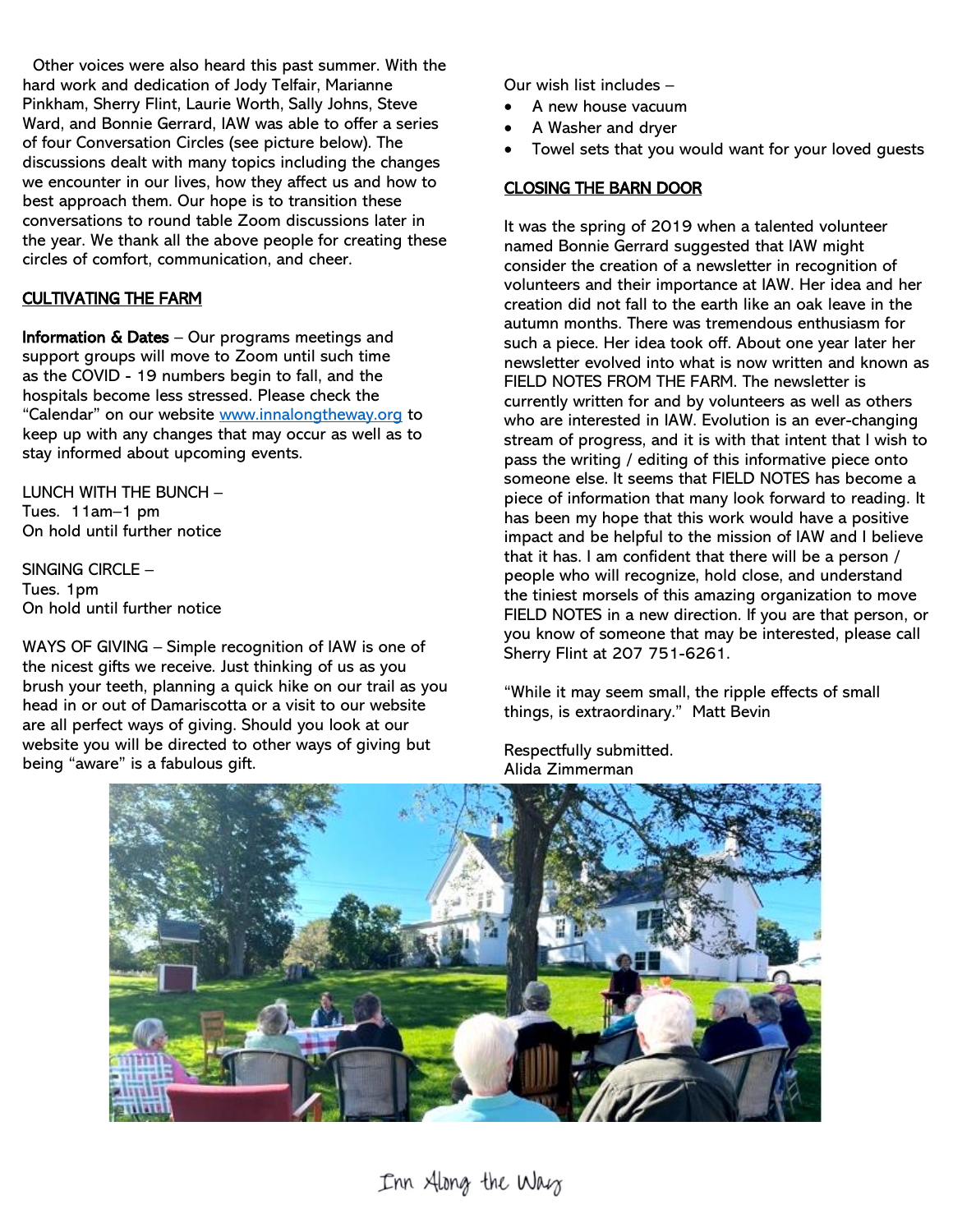Other voices were also heard this past summer. With the hard work and dedication of Jody Telfair, Marianne Pinkham, Sherry Flint, Laurie Worth, Sally Johns, Steve Ward, and Bonnie Gerrard, IAW was able to offer a series of four Conversation Circles (see picture below). The discussions dealt with many topics including the changes we encounter in our lives, how they affect us and how to best approach them. Our hope is to transition these conversations to round table Zoom discussions later in the year. We thank all the above people for creating these circles of comfort, communication, and cheer.

## CULTIVATING THE FARM

**Information & Dates** – Our programs meetings and support groups will move to Zoom until such time as the COVID - 19 numbers begin to fall, and the hospitals become less stressed. Please check the "Calendar" on our website www.innalongtheway.org to keep up with any changes that may occur as well as to stay informed about upcoming events.

LUNCH WITH THE BUNCH –
Tues. 11am–1 pm
On hold until further notice

SINGING CIRCLE –
Tues. 1pm
On hold until further notice

WAYS OF GIVING – Simple recognition of IAW is one of the nicest gifts we receive. Just thinking of us as you brush your teeth, planning a quick hike on our trail as you head in or out of Damariscotta or a visit to our website are all perfect ways of giving. Should you look at our website you will be directed to other ways of giving but being "aware" is a fabulous gift.

Our wish list includes –

- A new house vacuum
- A Washer and dryer
- Towel sets that you would want for your loved guests

## CLOSING THE BARN DOOR

It was the spring of 2019 when a talented volunteer named Bonnie Gerrard suggested that IAW might consider the creation of a newsletter in recognition of volunteers and their importance at IAW. Her idea and her creation did not fall to the earth like an oak leave in the autumn months. There was tremendous enthusiasm for such a piece. Her idea took off. About one year later her newsletter evolved into what is now written and known as FIELD NOTES FROM THE FARM. The newsletter is currently written for and by volunteers as well as others who are interested in IAW. Evolution is an ever-changing stream of progress, and it is with that intent that I wish to pass the writing / editing of this informative piece onto someone else. It seems that FIELD NOTES has become a piece of information that many look forward to reading. It has been my hope that this work would have a positive impact and be helpful to the mission of IAW and I believe that it has. I am confident that there will be a person / people who will recognize, hold close, and understand the tiniest morsels of this amazing organization to move FIELD NOTES in a new direction. If you are that person, or you know of someone that may be interested, please call Sherry Flint at 207 751-6261.

"While it may seem small, the ripple effects of small things, is extraordinary." Matt Bevin

Respectfully submitted.
Alida Zimmerman

Inn Along the Way